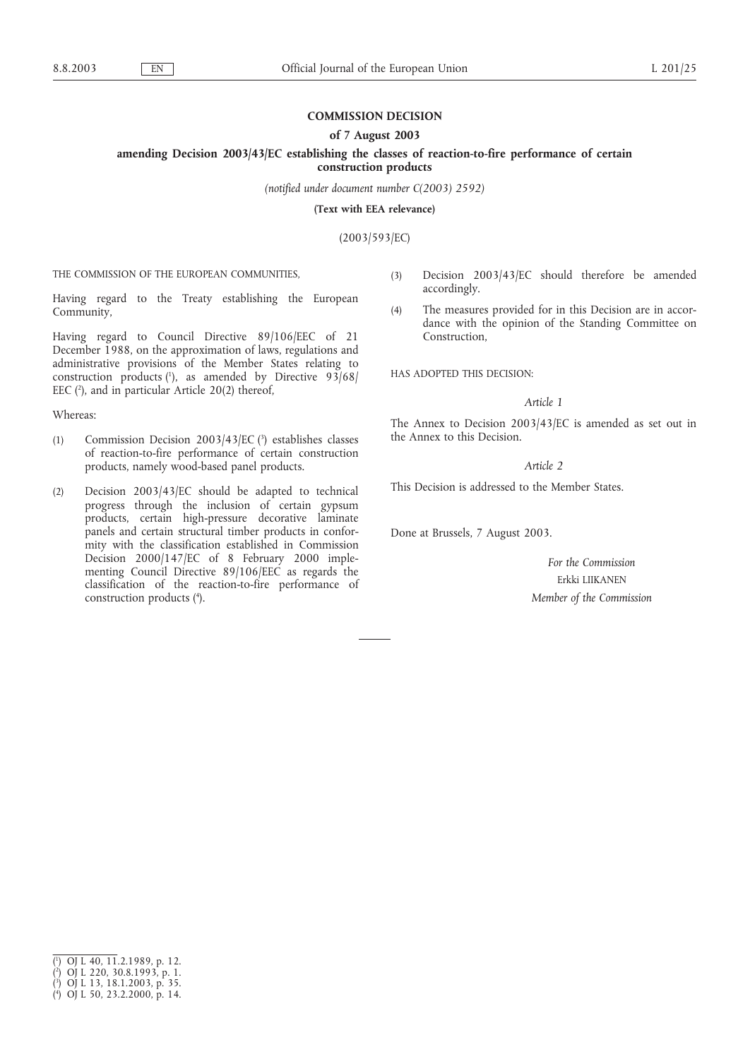# COMMISSION DECISION

## of 7 August 2003

## amending Decision 2003/43/EC establishing the classes of reaction-to-fire performance of certain construction products

*(notified under document number C(2003) 2592)*

**(Text with EEA relevance)**

(2003/593/EC)

THE COMMISSION OF THE EUROPEAN COMMUNITIES,

Having regard to the Treaty establishing the European Community,

Having regard to Council Directive 89/106/EEC of 21 December 1988, on the approximation of laws, regulations and administrative provisions of the Member States relating to construction products [1], as amended by Directive 93/68/EEC [2], and in particular Article 20(2) thereof,

Whereas:

(1) Commission Decision 2003/43/EC [3] establishes classes of reaction-to-fire performance of certain construction products, namely wood-based panel products.

(2) Decision 2003/43/EC should be adapted to technical progress through the inclusion of certain gypsum products, certain high-pressure decorative laminate panels and certain structural timber products in conformity with the classification established in Commission Decision 2000/147/EC of 8 February 2000 implementing Council Directive 89/106/EEC as regards the classification of the reaction-to-fire performance of construction products [4].

(3) Decision 2003/43/EC should therefore be amended accordingly.

(4) The measures provided for in this Decision are in accordance with the opinion of the Standing Committee on Construction,

HAS ADOPTED THIS DECISION:

*Article 1*

The Annex to Decision 2003/43/EC is amended as set out in the Annex to this Decision.

*Article 2*

This Decision is addressed to the Member States.

Done at Brussels, 7 August 2003.

*For the Commission*

Erkki LIIKANEN

*Member of the Commission*

---

[1] OJ L 40, 11.2.1989, p. 12.

[2] OJ L 220, 30.8.1993, p. 1.

[3] OJ L 13, 18.1.2003, p. 35.

[4] OJ L 50, 23.2.2000, p. 14.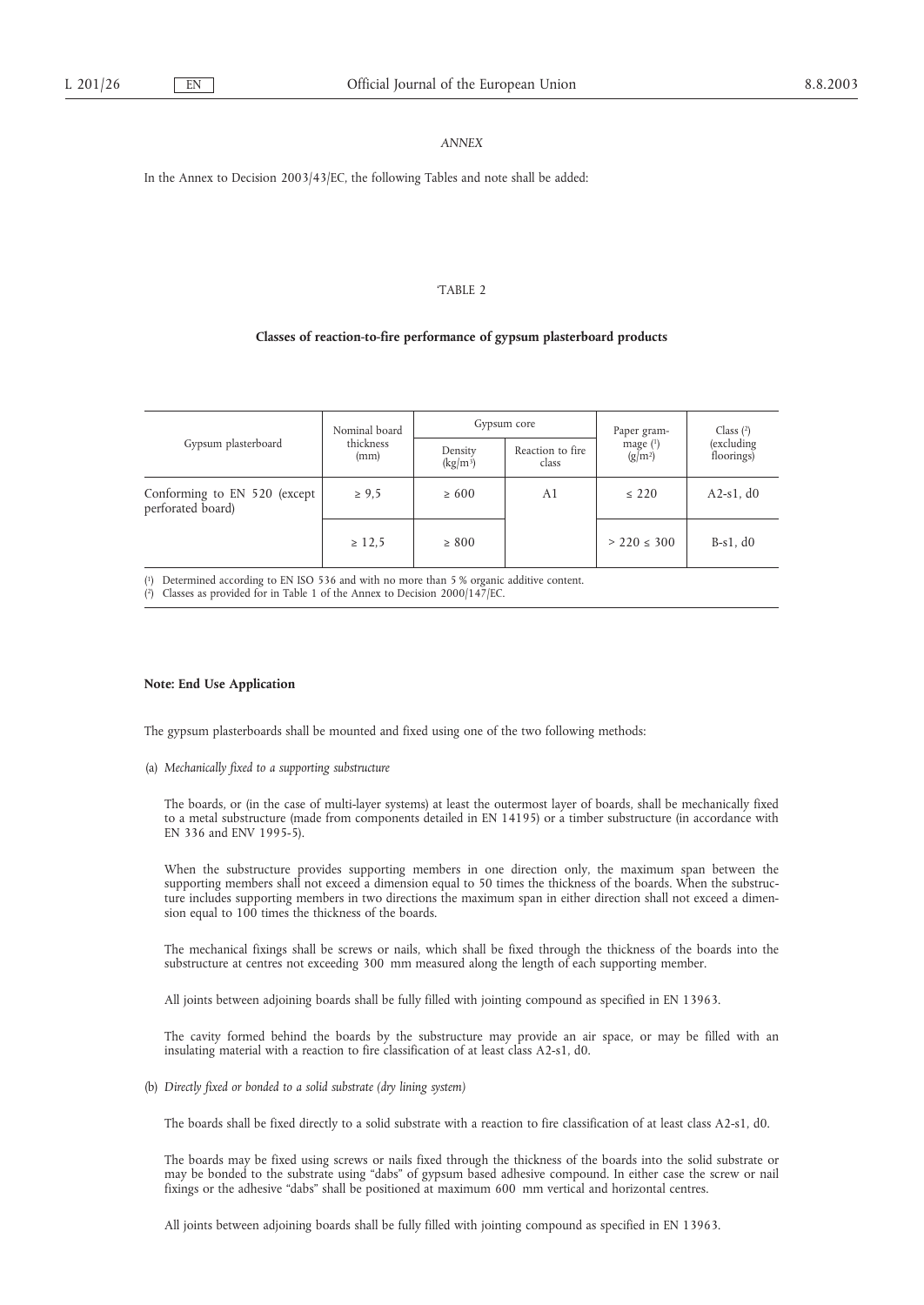*ANNEX*

In the Annex to Decision 2003/43/EC, the following Tables and note shall be added:

'TABLE 2

**Classes of reaction-to-fire performance of gypsum plasterboard products**

| Gypsum plasterboard | Nominal board thickness (mm) | Gypsum core | | Paper grammage [1] (g/m²) | Class [2] (excluding floorings) |
|---|---|---|---|---|---|
| | | Density (kg/m³) | Reaction to fire class | | |
| Conforming to EN 520 (except perforated board) | ≥ 9,5 | ≥ 600 | A1 | ≤ 220 | A2-s1, d0 |
| | ≥ 12,5 | ≥ 800 | | > 220 ≤ 300 | B-s1, d0 |

[1] Determined according to EN ISO 536 and with no more than 5 % organic additive content.
[2] Classes as provided for in Table 1 of the Annex to Decision 2000/147/EC.

**Note: End Use Application**

The gypsum plasterboards shall be mounted and fixed using one of the two following methods:

(a) *Mechanically fixed to a supporting substructure*

The boards, or (in the case of multi-layer systems) at least the outermost layer of boards, shall be mechanically fixed to a metal substructure (made from components detailed in EN 14195) or a timber substructure (in accordance with EN 336 and ENV 1995-5).

When the substructure provides supporting members in one direction only, the maximum span between the supporting members shall not exceed a dimension equal to 50 times the thickness of the boards. When the substructure includes supporting members in two directions the maximum span in either direction shall not exceed a dimension equal to 100 times the thickness of the boards.

The mechanical fixings shall be screws or nails, which shall be fixed through the thickness of the boards into the substructure at centres not exceeding 300 mm measured along the length of each supporting member.

All joints between adjoining boards shall be fully filled with jointing compound as specified in EN 13963.

The cavity formed behind the boards by the substructure may provide an air space, or may be filled with an insulating material with a reaction to fire classification of at least class A2-s1, d0.

(b) *Directly fixed or bonded to a solid substrate (dry lining system)*

The boards shall be fixed directly to a solid substrate with a reaction to fire classification of at least class A2-s1, d0.

The boards may be fixed using screws or nails fixed through the thickness of the boards into the solid substrate or may be bonded to the substrate using "dabs" of gypsum based adhesive compound. In either case the screw or nail fixings or the adhesive "dabs" shall be positioned at maximum 600 mm vertical and horizontal centres.

All joints between adjoining boards shall be fully filled with jointing compound as specified in EN 13963.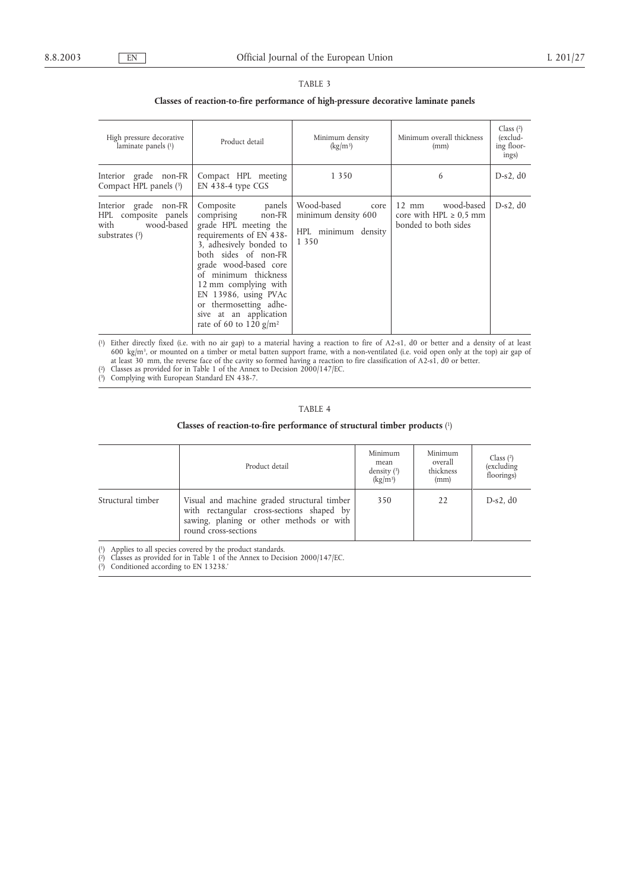TABLE 3

**Classes of reaction-to-fire performance of high-pressure decorative laminate panels**

| High pressure decorative laminate panels (1) | Product detail | Minimum density (kg/m³) | Minimum overall thickness (mm) | Class (2) (excluding floorings) |
|---|---|---|---|---|
| Interior grade non-FR Compact HPL panels (3) | Compact HPL meeting EN 438-4 type CGS | 1 350 | 6 | D-s2, d0 |
| Interior grade non-FR HPL composite panels with wood-based substrates (3) | Composite panels comprising non-FR grade HPL meeting the requirements of EN 438-3, adhesively bonded to both sides of non-FR grade wood-based core of minimum thickness 12 mm complying with EN 13986, using PVAc or thermosetting adhesive at an application rate of 60 to 120 g/m² | Wood-based core minimum density 600<br>HPL minimum density 1 350 | 12 mm wood-based core with HPL ≥ 0,5 mm bonded to both sides | D-s2, d0 |

(1) Either directly fixed (i.e. with no air gap) to a material having a reaction to fire of A2-s1, d0 or better and a density of at least 600 kg/m³, or mounted on a timber or metal batten support frame, with a non-ventilated (i.e. void open only at the top) air gap of at least 30 mm, the reverse face of the cavity so formed having a reaction to fire classification of A2-s1, d0 or better.

(2) Classes as provided for in Table 1 of the Annex to Decision 2000/147/EC.

(3) Complying with European Standard EN 438-7.

TABLE 4

**Classes of reaction-to-fire performance of structural timber products** (1)

| | Product detail | Minimum mean density (3) (kg/m³) | Minimum overall thickness (mm) | Class (2) (excluding floorings) |
|---|---|---|---|---|
| Structural timber | Visual and machine graded structural timber with rectangular cross-sections shaped by sawing, planing or other methods or with round cross-sections | 350 | 22 | D-s2, d0 |

(1) Applies to all species covered by the product standards.

(2) Classes as provided for in Table 1 of the Annex to Decision 2000/147/EC.

(3) Conditioned according to EN 13238.'